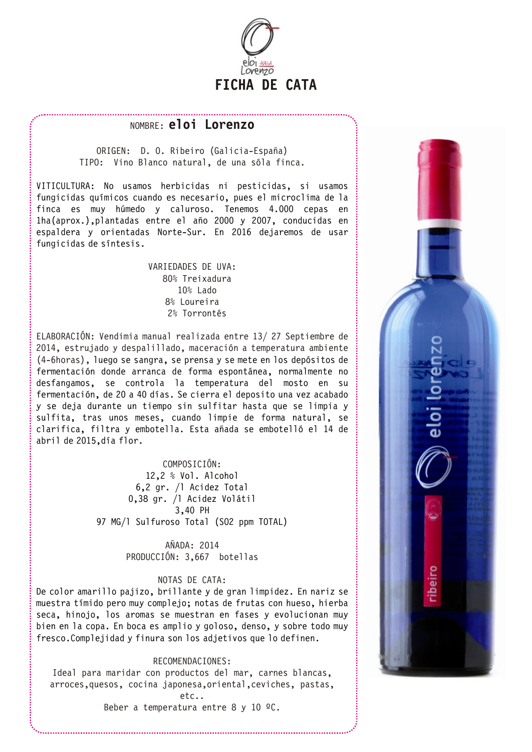# FICHA DE CATA

NOMBRE: **eloi Lorenzo**

ORIGEN: D. O. Ribeiro (Galicia-España)
TIPO: Vino Blanco natural, de una sóla finca.

VITICULTURA: No usamos herbicidas ni pesticidas, si usamos fungicidas químicos cuando es necesario, pues el microclima de la finca es muy húmedo y caluroso. Tenemos 4.000 cepas en 1ha(aprox.),plantadas entre el año 2000 y 2007, conducidas en espaldera y orientadas Norte-Sur. En 2016 dejaremos de usar fungicidas de síntesis.

VARIEDADES DE UVA:
80% Treixadura
10% Lado
8% Loureira
2% Torrontés

ELABORACIÓN: Vendimia manual realizada entre 13/ 27 Septiembre de 2014, estrujado y despalillado, maceración a temperatura ambiente (4-6horas), luego se sangra, se prensa y se mete en los depósitos de fermentación donde arranca de forma espontánea, normalmente no desfangamos, se controla la temperatura del mosto en su fermentación, de 20 a 40 días. Se cierra el deposito una vez acabado y se deja durante un tiempo sin sulfitar hasta que se limpia y sulfita, tras unos meses, cuando limpie de forma natural, se clarifica, filtra y embotella. Esta añada se embotelló el 14 de abril de 2015,día flor.

COMPOSICIÓN:
12,2 % Vol. Alcohol
6,2 gr. /l Acidez Total
0,38 gr. /l Acidez Volátil
3,40 PH
97 MG/l Sulfuroso Total ($SO_2$ ppm TOTAL)

AÑADA: 2014
PRODUCCIÓN: 3,667 botellas

NOTAS DE CATA:
De color amarillo pajizo, brillante y de gran limpidez. En nariz se muestra tímido pero muy complejo; notas de frutas con hueso, hierba seca, hinojo, los aromas se muestran en fases y evolucionan muy bien en la copa. En boca es amplio y goloso, denso, y sobre todo muy fresco.Complejidad y finura son los adjetivos que lo definen.

RECOMENDACIONES:
Ideal para maridar con productos del mar, carnes blancas, arroces,quesos, cocina japonesa,oriental,ceviches, pastas, etc..
Beber a temperatura entre 8 y 10 ºC.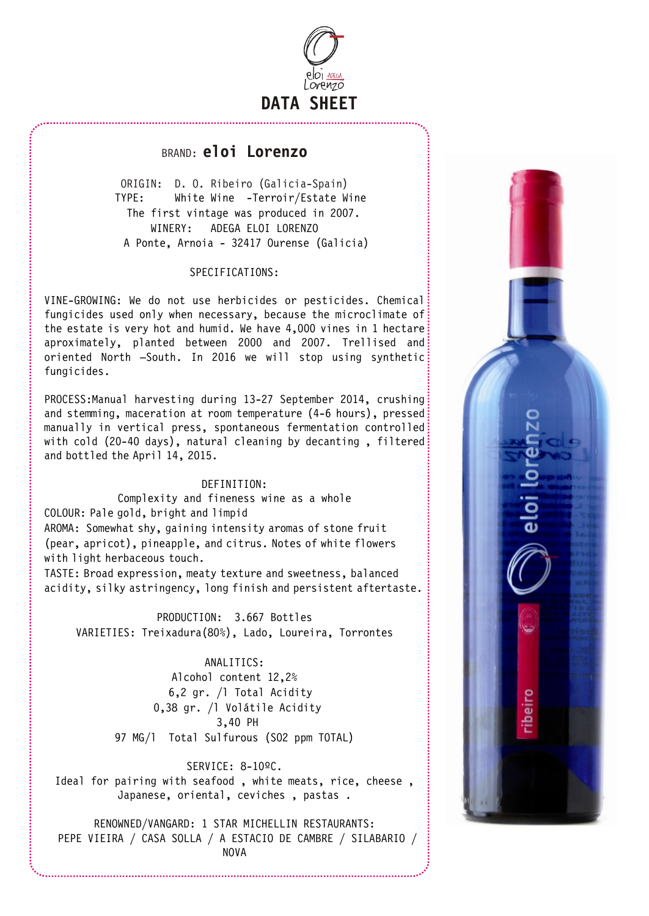# DATA SHEET

## BRAND: **eloi Lorenzo**

ORIGIN: D. O. Ribeiro (Galicia-Spain)
TYPE: White Wine -Terroir/Estate Wine
The first vintage was produced in 2007.
WINERY: ADEGA ELOI LORENZO
A Ponte, Arnoia - 32417 Ourense (Galicia)

### SPECIFICATIONS:

VINE-GROWING: We do not use herbicides or pesticides. Chemical fungicides used only when necessary, because the microclimate of the estate is very hot and humid. We have 4,000 vines in 1 hectare aproximately, planted between 2000 and 2007. Trellised and oriented North –South. In 2016 we will stop using synthetic fungicides.

PROCESS:Manual harvesting during 13-27 September 2014, crushing and stemming, maceration at room temperature (4-6 hours), pressed manually in vertical press, spontaneous fermentation controlled with cold (20-40 days), natural cleaning by decanting , filtered and bottled the April 14, 2015.

### DEFINITION:

Complexity and fineness wine as a whole

COLOUR: Pale gold, bright and limpid

AROMA: Somewhat shy, gaining intensity aromas of stone fruit (pear, apricot), pineapple, and citrus. Notes of white flowers with light herbaceous touch.

TASTE: Broad expression, meaty texture and sweetness, balanced acidity, silky astringency, long finish and persistent aftertaste.

PRODUCTION: 3.667 Bottles
VARIETIES: Treixadura(80%), Lado, Loureira, Torrontes

### ANALITICS:

Alcohol content 12,2%
6,2 gr. /l Total Acidity
0,38 gr. /l Volátile Acidity
3,40 PH
97 MG/l Total Sulfurous (SO2 ppm TOTAL)

SERVICE: 8-10ºC.
Ideal for pairing with seafood , white meats, rice, cheese , Japanese, oriental, ceviches , pastas .

RENOWNED/VANGARD: 1 STAR MICHELLIN RESTAURANTS:
PEPE VIEIRA / CASA SOLLA / A ESTACIO DE CAMBRE / SILABARIO / NOVA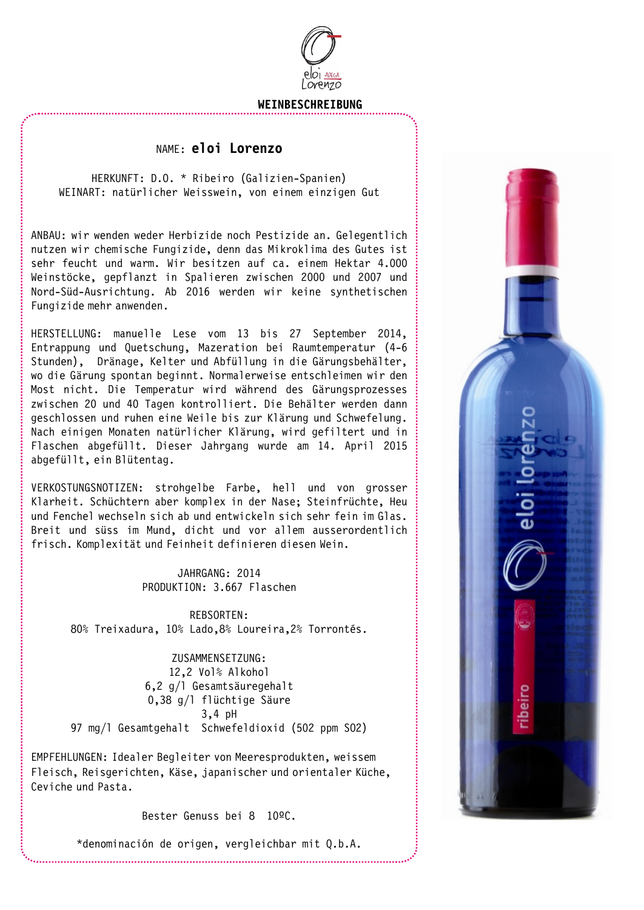eloi Lorenzo

## WEINBESCHREIBUNG

NAME: **eloi Lorenzo**

HERKUNFT: D.O. * Ribeiro (Galizien-Spanien)
WEINART: natürlicher Weisswein, von einem einzigen Gut

ANBAU: wir wenden weder Herbizide noch Pestizide an. Gelegentlich nutzen wir chemische Fungizide, denn das Mikroklima des Gutes ist sehr feucht und warm. Wir besitzen auf ca. einem Hektar 4.000 Weinstöcke, gepflanzt in Spalieren zwischen 2000 und 2007 und Nord-Süd-Ausrichtung. Ab 2016 werden wir keine synthetischen Fungizide mehr anwenden.

HERSTELLUNG: manuelle Lese vom 13 bis 27 September 2014, Entrappung und Quetschung, Mazeration bei Raumtemperatur (4-6 Stunden), Dränage, Kelter und Abfüllung in die Gärungsbehälter, wo die Gärung spontan beginnt. Normalerweise entschleimen wir den Most nicht. Die Temperatur wird während des Gärungsprozesses zwischen 20 und 40 Tagen kontrolliert. Die Behälter werden dann geschlossen und ruhen eine Weile bis zur Klärung und Schwefelung. Nach einigen Monaten natürlicher Klärung, wird gefiltert und in Flaschen abgefüllt. Dieser Jahrgang wurde am 14. April 2015 abgefüllt, ein Blütentag.

VERKOSTUNGSNOTIZEN: strohgelbe Farbe, hell und von grosser Klarheit. Schüchtern aber komplex in der Nase; Steinfrüchte, Heu und Fenchel wechseln sich ab und entwickeln sich sehr fein im Glas. Breit und süss im Mund, dicht und vor allem ausserordentlich frisch. Komplexität und Feinheit definieren diesen Wein.

JAHRGANG: 2014
PRODUKTION: 3.667 Flaschen

REBSORTEN:
80% Treixadura, 10% Lado,8% Loureira,2% Torrontés.

ZUSAMMENSETZUNG:
12,2 Vol% Alkohol
6,2 g/l Gesamtsäuregehalt
0,38 g/l flüchtige Säure
3,4 pH
97 mg/l Gesamtgehalt Schwefeldioxid (502 ppm $SO_2$)

EMPFEHLUNGEN: Idealer Begleiter von Meeresprodukten, weissem Fleisch, Reisgerichten, Käse, japanischer und orientaler Küche, Ceviche und Pasta.

Bester Genuss bei 8 10ºC.

*denominación de origen, vergleichbar mit Q.b.A.